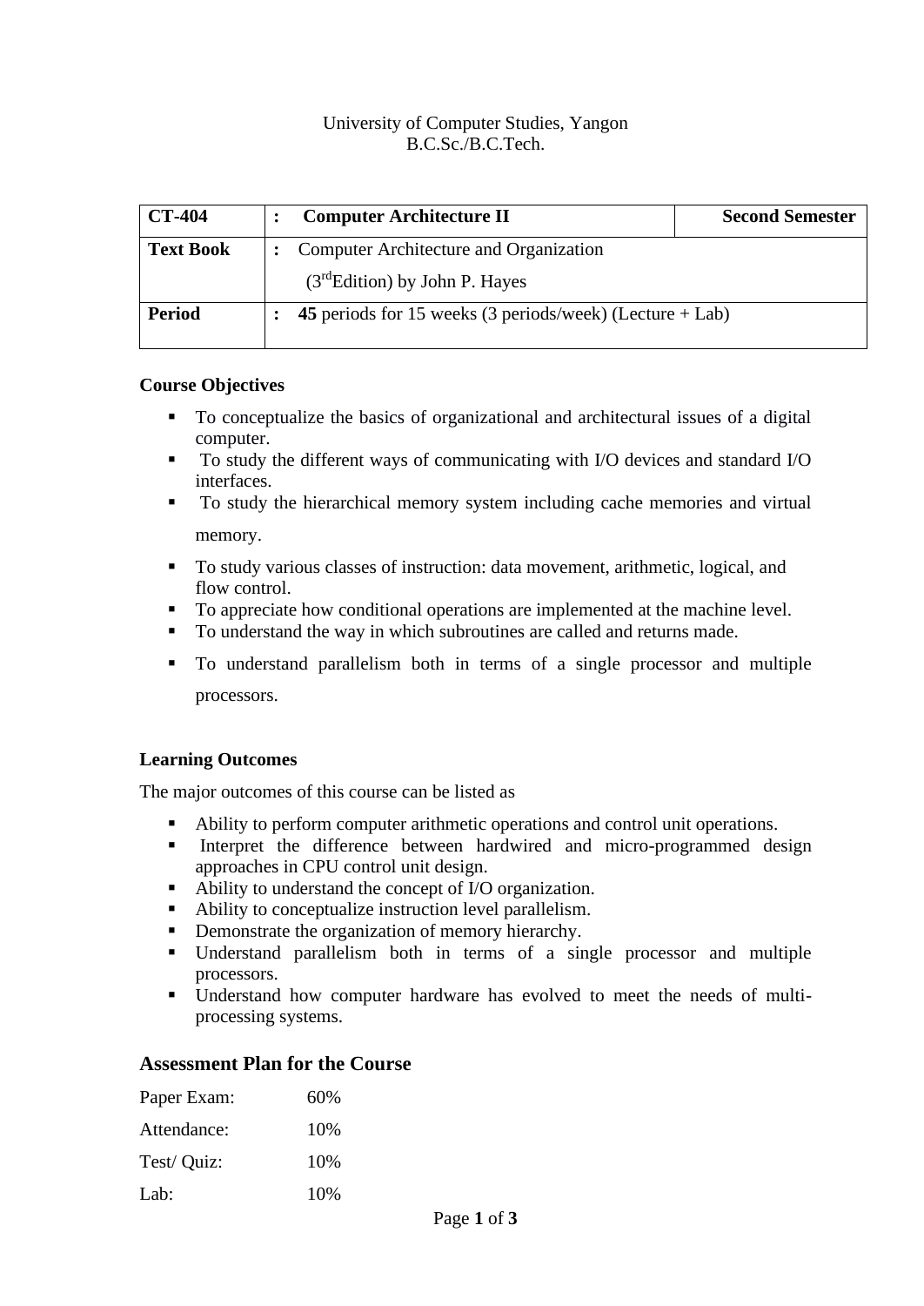University of Computer Studies, Yangon
B.C.Sc./B.C.Tech.

| CT-404 | : Computer Architecture II | Second Semester |
|---|---|---|
| **Text Book** | : Computer Architecture and Organization (3rd Edition) by John P. Hayes | |
| **Period** | : **45** periods for 15 weeks (3 periods/week) (Lecture + Lab) | |

### Course Objectives

- To conceptualize the basics of organizational and architectural issues of a digital computer.
- To study the different ways of communicating with I/O devices and standard I/O interfaces.
- To study the hierarchical memory system including cache memories and virtual memory.
- To study various classes of instruction: data movement, arithmetic, logical, and flow control.
- To appreciate how conditional operations are implemented at the machine level.
- To understand the way in which subroutines are called and returns made.
- To understand parallelism both in terms of a single processor and multiple processors.

### Learning Outcomes

The major outcomes of this course can be listed as

- Ability to perform computer arithmetic operations and control unit operations.
- Interpret the difference between hardwired and micro-programmed design approaches in CPU control unit design.
- Ability to understand the concept of I/O organization.
- Ability to conceptualize instruction level parallelism.
- Demonstrate the organization of memory hierarchy.
- Understand parallelism both in terms of a single processor and multiple processors.
- Understand how computer hardware has evolved to meet the needs of multi-processing systems.

## Assessment Plan for the Course

Paper Exam: 60%

Attendance: 10%

Test/ Quiz: 10%

Lab: 10%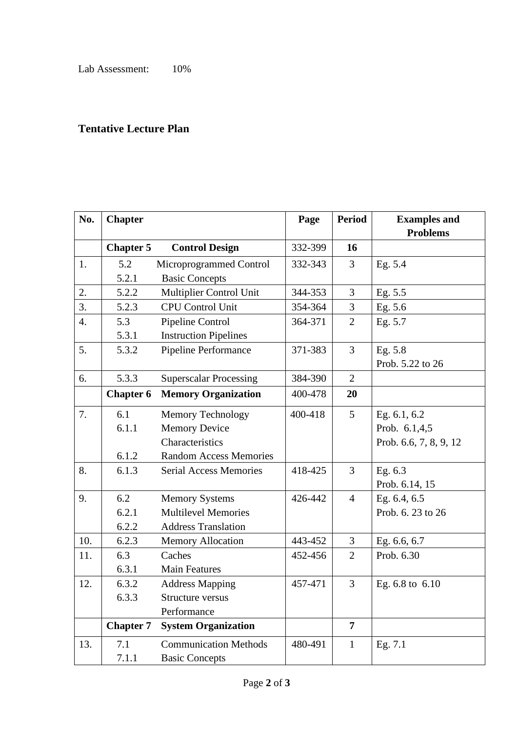Lab Assessment: 10%

## Tentative Lecture Plan

| No. | Chapter | Page | Period | Examples and Problems |
|---|---|---|---|---|
| | **Chapter 5 Control Design** | 332-399 | **16** | |
| 1. | 5.2 Microprogrammed Control<br>5.2.1 Basic Concepts | 332-343 | 3 | Eg. 5.4 |
| 2. | 5.2.2 Multiplier Control Unit | 344-353 | 3 | Eg. 5.5 |
| 3. | 5.2.3 CPU Control Unit | 354-364 | 3 | Eg. 5.6 |
| 4. | 5.3 Pipeline Control<br>5.3.1 Instruction Pipelines | 364-371 | 2 | Eg. 5.7 |
| 5. | 5.3.2 Pipeline Performance | 371-383 | 3 | Eg. 5.8<br>Prob. 5.22 to 26 |
| 6. | 5.3.3 Superscalar Processing | 384-390 | 2 | |
| | **Chapter 6 Memory Organization** | 400-478 | **20** | |
| 7. | 6.1 Memory Technology<br>6.1.1 Memory Device Characteristics<br>6.1.2 Random Access Memories | 400-418 | 5 | Eg. 6.1, 6.2<br>Prob. 6.1,4,5<br>Prob. 6.6, 7, 8, 9, 12 |
| 8. | 6.1.3 Serial Access Memories | 418-425 | 3 | Eg. 6.3<br>Prob. 6.14, 15 |
| 9. | 6.2 Memory Systems<br>6.2.1 Multilevel Memories<br>6.2.2 Address Translation | 426-442 | 4 | Eg. 6.4, 6.5<br>Prob. 6. 23 to 26 |
| 10. | 6.2.3 Memory Allocation | 443-452 | 3 | Eg. 6.6, 6.7 |
| 11. | 6.3 Caches<br>6.3.1 Main Features | 452-456 | 2 | Prob. 6.30 |
| 12. | 6.3.2 Address Mapping<br>6.3.3 Structure versus Performance | 457-471 | 3 | Eg. 6.8 to 6.10 |
| | **Chapter 7 System Organization** | | **7** | |
| 13. | 7.1 Communication Methods<br>7.1.1 Basic Concepts | 480-491 | 1 | Eg. 7.1 |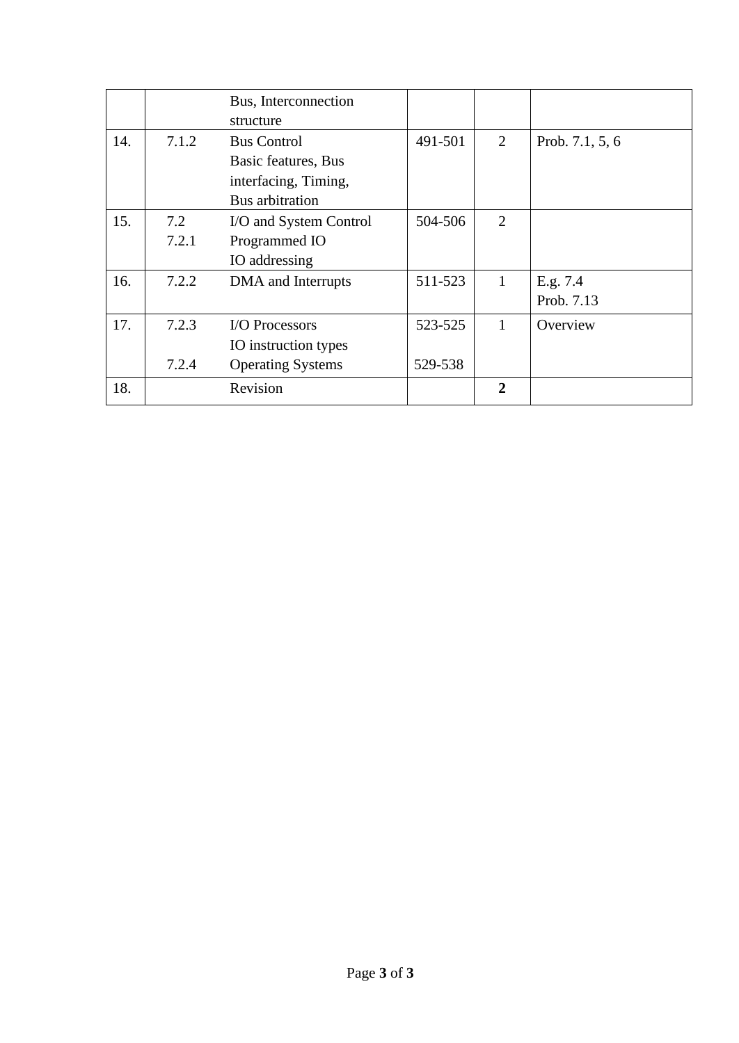| | | | | | |
|---|---|---|---|---|---|
| | | Bus, Interconnection structure | | | |
| 14. | 7.1.2 | Bus Control<br>Basic features, Bus interfacing, Timing, Bus arbitration | 491-501 | 2 | Prob. 7.1, 5, 6 |
| 15. | 7.2<br>7.2.1 | I/O and System Control<br>Programmed IO<br>IO addressing | 504-506 | 2 | |
| 16. | 7.2.2 | DMA and Interrupts | 511-523 | 1 | E.g. 7.4<br>Prob. 7.13 |
| 17. | 7.2.3<br><br>7.2.4 | I/O Processors<br>IO instruction types<br>Operating Systems | 523-525<br><br>529-538 | 1 | Overview |
| 18. | | Revision | | **2** | |